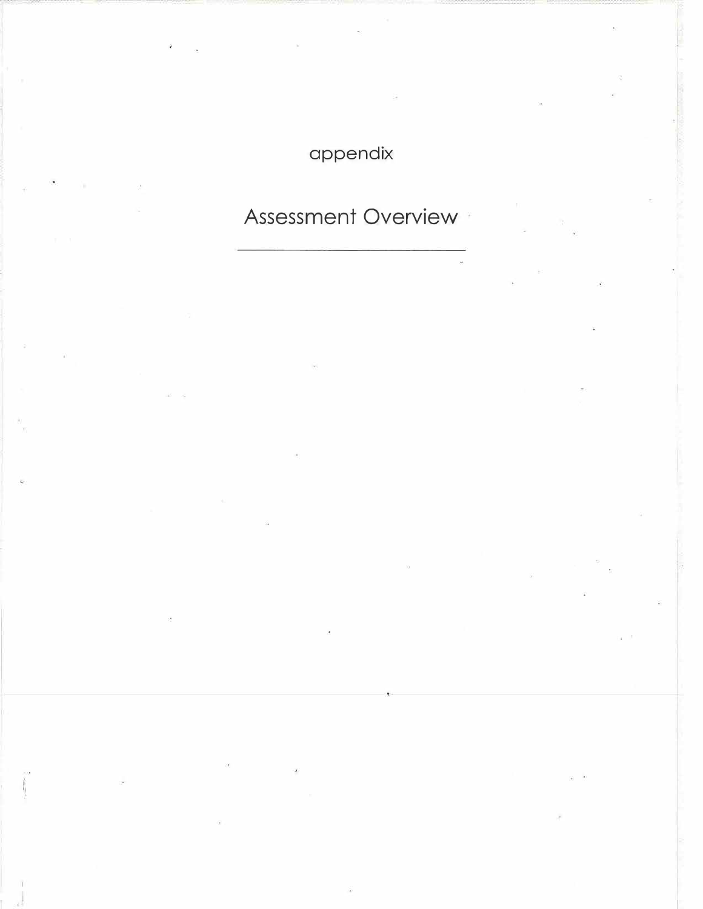appendix

# Assessment Overview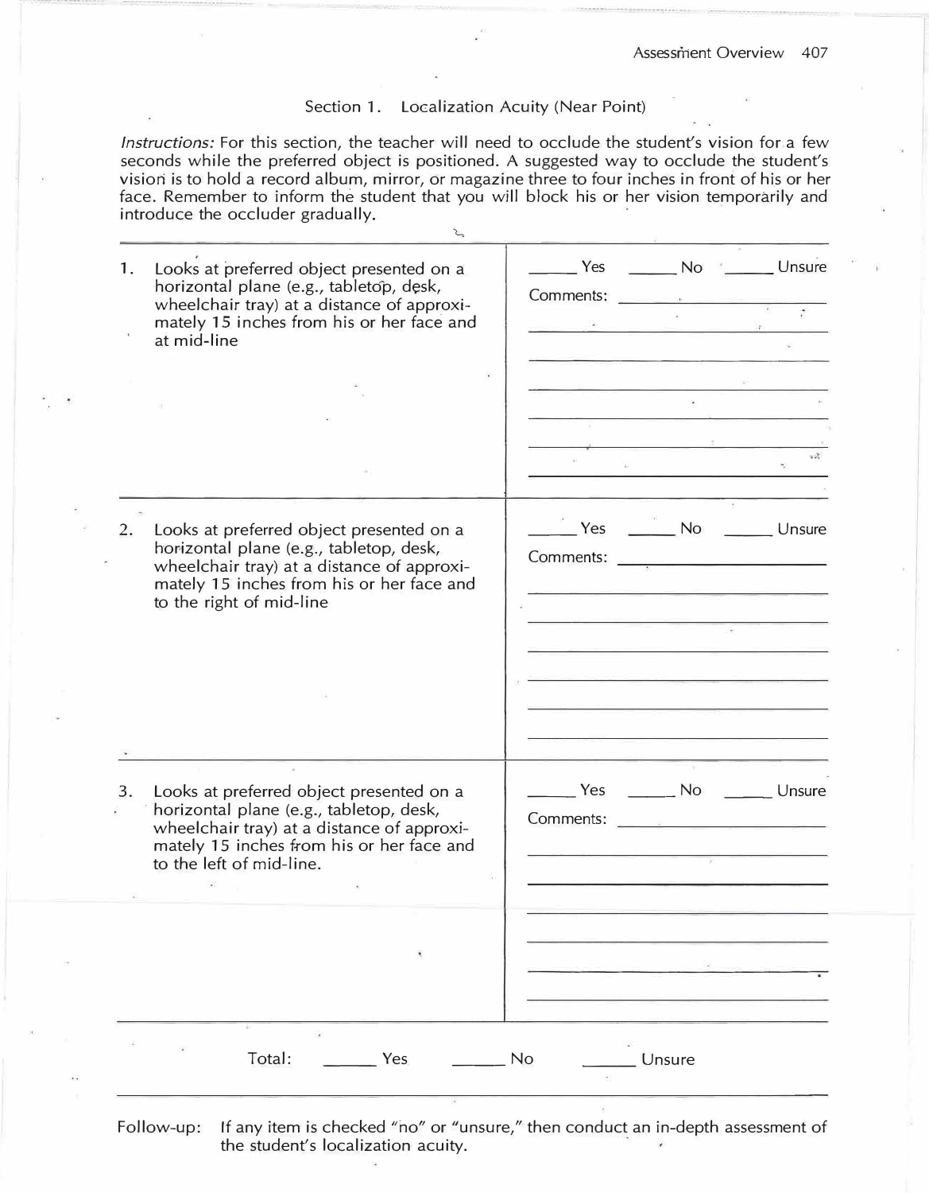## Section 1. Localization Acuity (Near Point)

*Instructions:* For this section, the teacher will need to occlude the student's vision for a few seconds while the preferred object is positioned. A suggested way to occlude the student's vision is to hold a record album, mirror, or magazine three to four inches in front of his or her face. Remember to inform the student that you will block his or her vision temporarily and introduce the occluder gradually.

| | |
|---|---|
| 1. Looks at preferred object presented on a horizontal plane (e.g., tabletop, desk, wheelchair tray) at a distance of approximately 15 inches from his or her face and at mid-line | _____ Yes _____ No _____ Unsure<br>Comments: |
| 2. Looks at preferred object presented on a horizontal plane (e.g., tabletop, desk, wheelchair tray) at a distance of approximately 15 inches from his or her face and to the right of mid-line | _____ Yes _____ No _____ Unsure<br>Comments: |
| 3. Looks at preferred object presented on a horizontal plane (e.g., tabletop, desk, wheelchair tray) at a distance of approximately 15 inches from his or her face and to the left of mid-line. | _____ Yes _____ No _____ Unsure<br>Comments: |

Total: _____ Yes _____ No _____ Unsure

Follow-up: If any item is checked "no" or "unsure," then conduct an in-depth assessment of the student's localization acuity.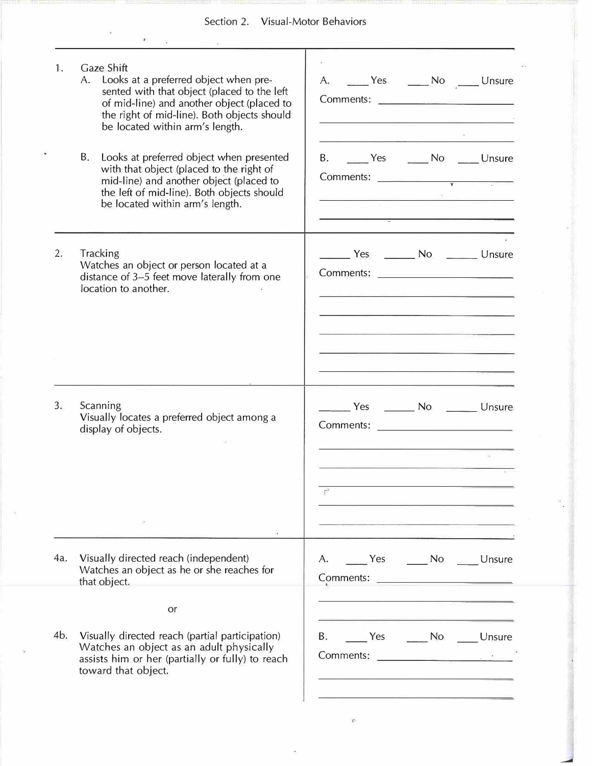## Section 2. Visual-Motor Behaviors

| | |
|---|---|
| 1. Gaze Shift<br>A. Looks at a preferred object when presented with that object (placed to the left of mid-line) and another object (placed to the right of mid-line). Both objects should be located within arm's length. | A. ____ Yes ____ No ____ Unsure<br>Comments: ______________________ |
| B. Looks at preferred object when presented with that object (placed to the right of mid-line) and another object (placed to the left of mid-line). Both objects should be located within arm's length. | B. ____ Yes ____ No ____ Unsure<br>Comments: ______________________ |
| 2. Tracking<br>Watches an object or person located at a distance of 3–5 feet move laterally from one location to another. | _____ Yes _____ No _____ Unsure<br>Comments: ______________________ |
| 3. Scanning<br>Visually locates a preferred object among a display of objects. | _____ Yes _____ No _____ Unsure<br>Comments: ______________________ |
| 4a. Visually directed reach (independent)<br>Watches an object as he or she reaches for that object.<br><br>or | A. ____ Yes ____ No ____ Unsure<br>Comments: ______________________ |
| 4b. Visually directed reach (partial participation)<br>Watches an object as an adult physically assists him or her (partially or fully) to reach toward that object. | B. ____ Yes ____ No ____ Unsure<br>Comments: ______________________ |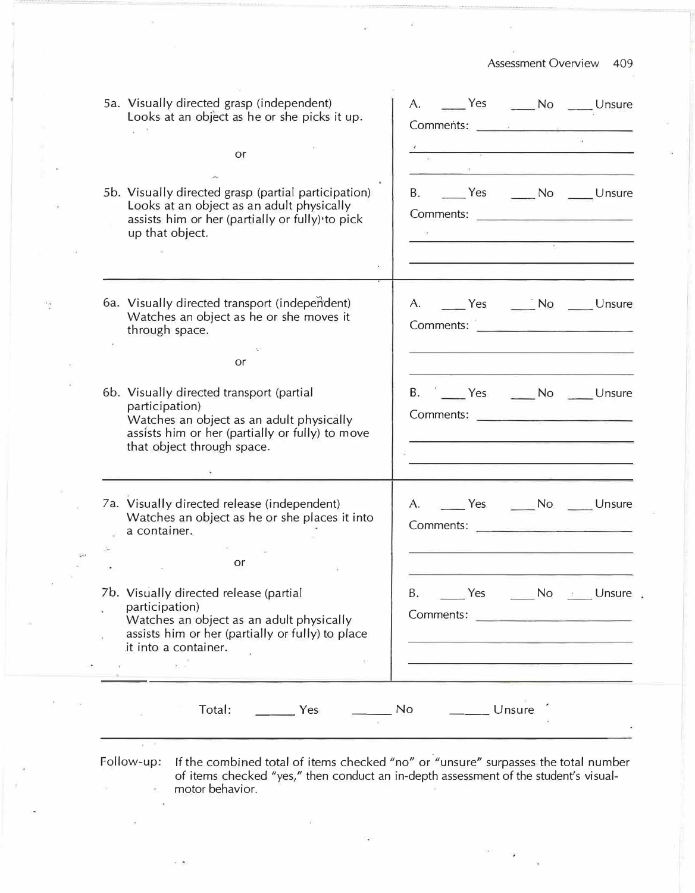| Item | Response |
| --- | --- |
| 5a. Visually directed grasp (independent)<br>Looks at an object as he or she picks it up. | A. ____ Yes ____ No ____ Unsure<br>Comments: ______________________ |
| or | |
| 5b. Visually directed grasp (partial participation)<br>Looks at an object as an adult physically assists him or her (partially or fully) to pick up that object. | B. ____ Yes ____ No ____ Unsure<br>Comments: ______________________ |
| 6a. Visually directed transport (independent)<br>Watches an object as he or she moves it through space. | A. ____ Yes ____ No ____ Unsure<br>Comments: ______________________ |
| or | |
| 6b. Visually directed transport (partial participation)<br>Watches an object as an adult physically assists him or her (partially or fully) to move that object through space. | B. ____ Yes ____ No ____ Unsure<br>Comments: ______________________ |
| 7a. Visually directed release (independent)<br>Watches an object as he or she places it into a container. | A. ____ Yes ____ No ____ Unsure<br>Comments: ______________________ |
| or | |
| 7b. Visually directed release (partial participation)<br>Watches an object as an adult physically assists him or her (partially or fully) to place it into a container. | B. ____ Yes ____ No ____ Unsure<br>Comments: ______________________ |

Total: ______ Yes ______ No ______ Unsure

Follow-up: If the combined total of items checked "no" or "unsure" surpasses the total number of items checked "yes," then conduct an in-depth assessment of the student's visual-motor behavior.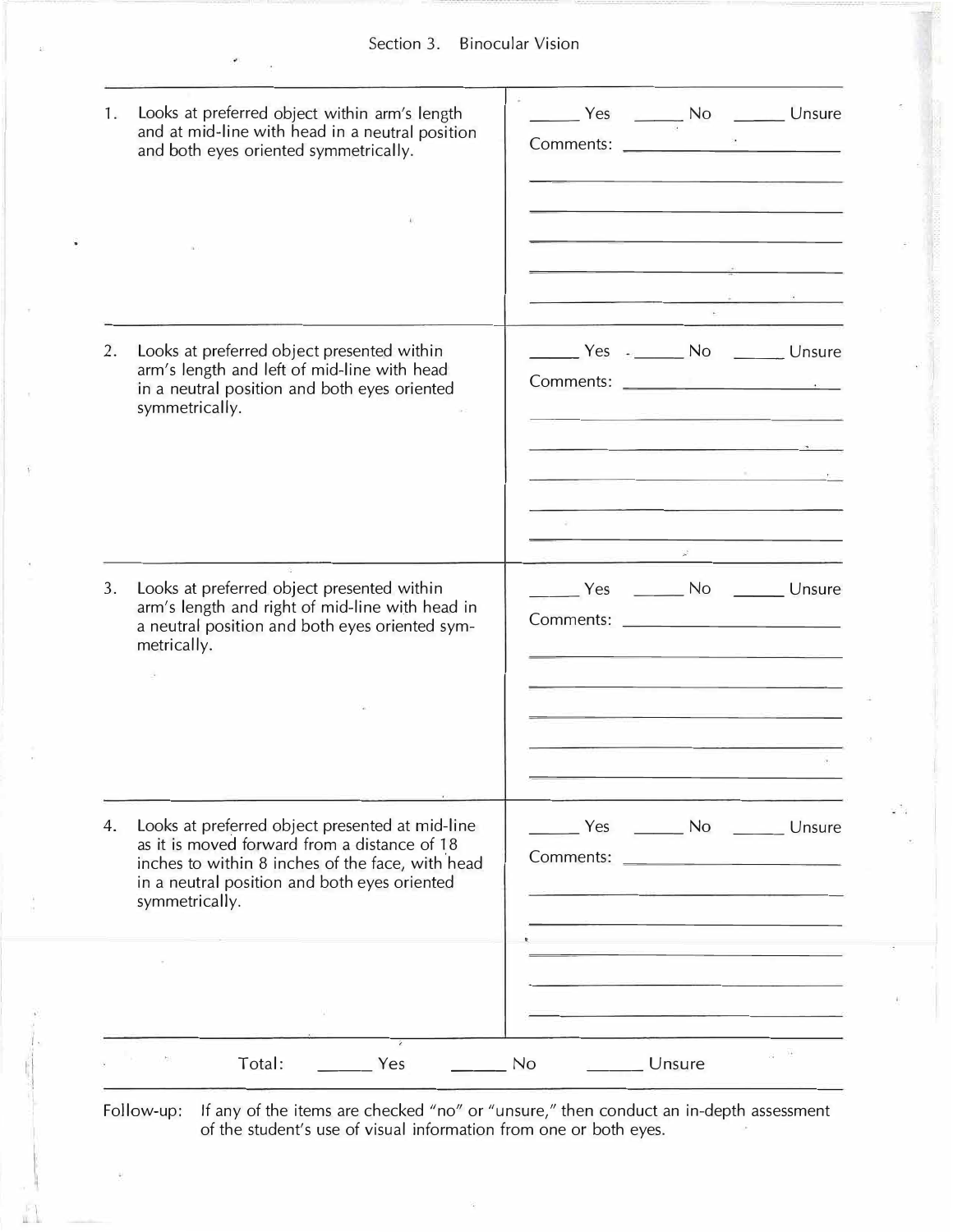## Section 3. Binocular Vision

| Item | Response |
| --- | --- |
| 1. Looks at preferred object within arm's length and at mid-line with head in a neutral position and both eyes oriented symmetrically. | ______ Yes ______ No ______ Unsure<br>Comments: ______________________ |
| 2. Looks at preferred object presented within arm's length and left of mid-line with head in a neutral position and both eyes oriented symmetrically. | ______ Yes ______ No ______ Unsure<br>Comments: ______________________ |
| 3. Looks at preferred object presented within arm's length and right of mid-line with head in a neutral position and both eyes oriented symmetrically. | ______ Yes ______ No ______ Unsure<br>Comments: ______________________ |
| 4. Looks at preferred object presented at mid-line as it is moved forward from a distance of 18 inches to within 8 inches of the face, with head in a neutral position and both eyes oriented symmetrically. | ______ Yes ______ No ______ Unsure<br>Comments: ______________________ |

Total: ______ Yes ______ No ______ Unsure

Follow-up: If any of the items are checked "no" or "unsure," then conduct an in-depth assessment of the student's use of visual information from one or both eyes.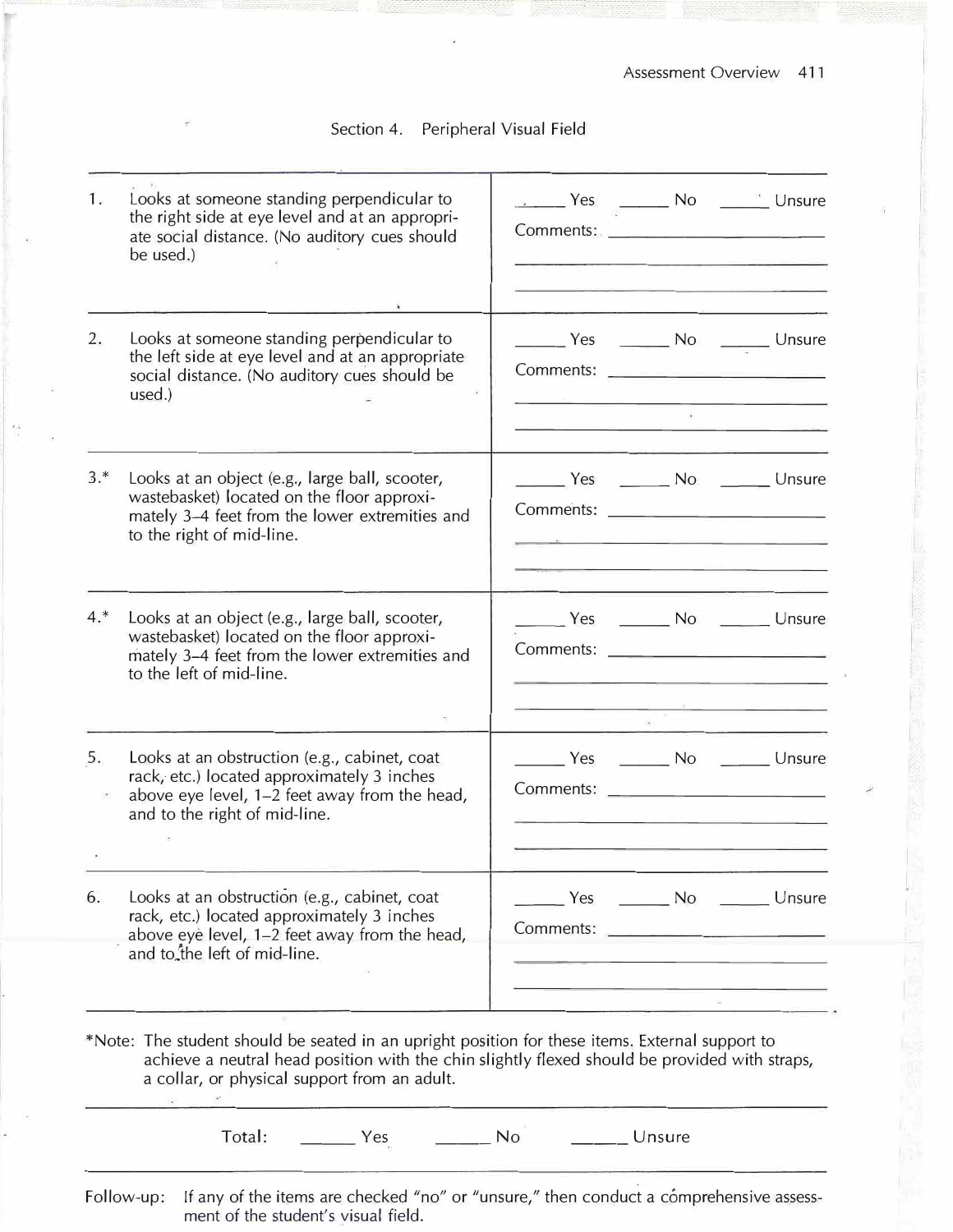## Section 4. Peripheral Visual Field

| Item | Response |
| --- | --- |
| 1. Looks at someone standing perpendicular to the right side at eye level and at an appropriate social distance. (No auditory cues should be used.) | ______ Yes ______ No ______ Unsure<br>Comments: ______________________ |
| 2. Looks at someone standing perpendicular to the left side at eye level and at an appropriate social distance. (No auditory cues should be used.) | ______ Yes ______ No ______ Unsure<br>Comments: ______________________ |
| 3.* Looks at an object (e.g., large ball, scooter, wastebasket) located on the floor approximately 3–4 feet from the lower extremities and to the right of mid-line. | ______ Yes ______ No ______ Unsure<br>Comments: ______________________ |
| 4.* Looks at an object (e.g., large ball, scooter, wastebasket) located on the floor approximately 3–4 feet from the lower extremities and to the left of mid-line. | ______ Yes ______ No ______ Unsure<br>Comments: ______________________ |
| 5. Looks at an obstruction (e.g., cabinet, coat rack, etc.) located approximately 3 inches above eye level, 1–2 feet away from the head, and to the right of mid-line. | ______ Yes ______ No ______ Unsure<br>Comments: ______________________ |
| 6. Looks at an obstruction (e.g., cabinet, coat rack, etc.) located approximately 3 inches above eye level, 1–2 feet away from the head, and to the left of mid-line. | ______ Yes ______ No ______ Unsure<br>Comments: ______________________ |

*Note: The student should be seated in an upright position for these items. External support to achieve a neutral head position with the chin slightly flexed should be provided with straps, a collar, or physical support from an adult.

Total: ______ Yes ______ No ______ Unsure

Follow-up: If any of the items are checked "no" or "unsure," then conduct a comprehensive assessment of the student's visual field.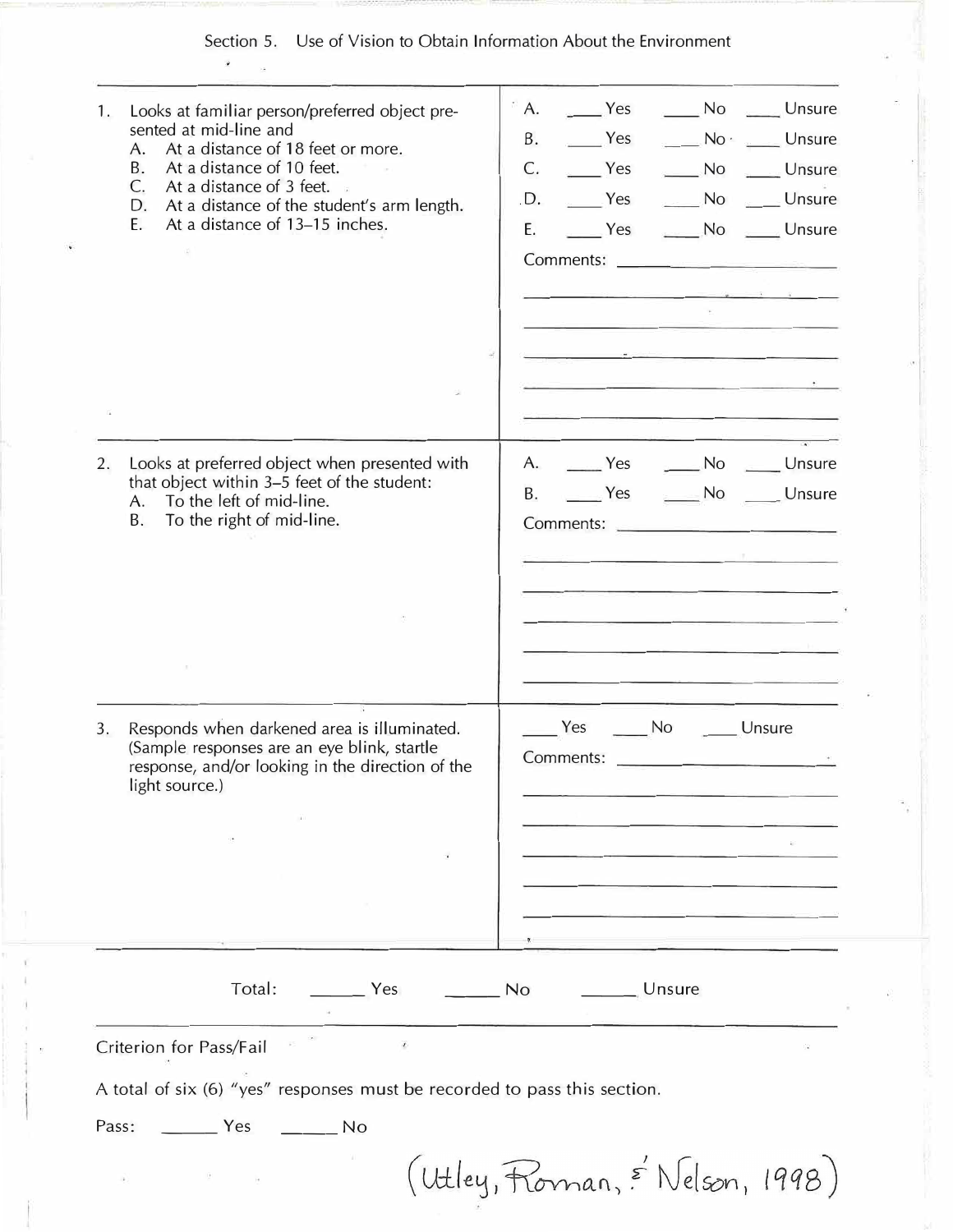## Section 5. Use of Vision to Obtain Information About the Environment

| | |
|---|---|
| 1. Looks at familiar person/preferred object presented at mid-line and<br>A. At a distance of 18 feet or more.<br>B. At a distance of 10 feet.<br>C. At a distance of 3 feet.<br>D. At a distance of the student's arm length.<br>E. At a distance of 13–15 inches. | A. ____ Yes ____ No ____ Unsure<br>B. ____ Yes ____ No ____ Unsure<br>C. ____ Yes ____ No ____ Unsure<br>D. ____ Yes ____ No ____ Unsure<br>E. ____ Yes ____ No ____ Unsure<br>Comments: ____________________ |
| 2. Looks at preferred object when presented with that object within 3–5 feet of the student:<br>A. To the left of mid-line.<br>B. To the right of mid-line. | A. ____ Yes ____ No ____ Unsure<br>B. ____ Yes ____ No ____ Unsure<br>Comments: ____________________ |
| 3. Responds when darkened area is illuminated. (Sample responses are an eye blink, startle response, and/or looking in the direction of the light source.) | ____ Yes ____ No ____ Unsure<br>Comments: ____________________ |

Total: ______ Yes ______ No ______ Unsure

Criterion for Pass/Fail

A total of six (6) "yes" responses must be recorded to pass this section.

Pass: ______ Yes ______ No

(Utley, Roman, & Nelson, 1998)